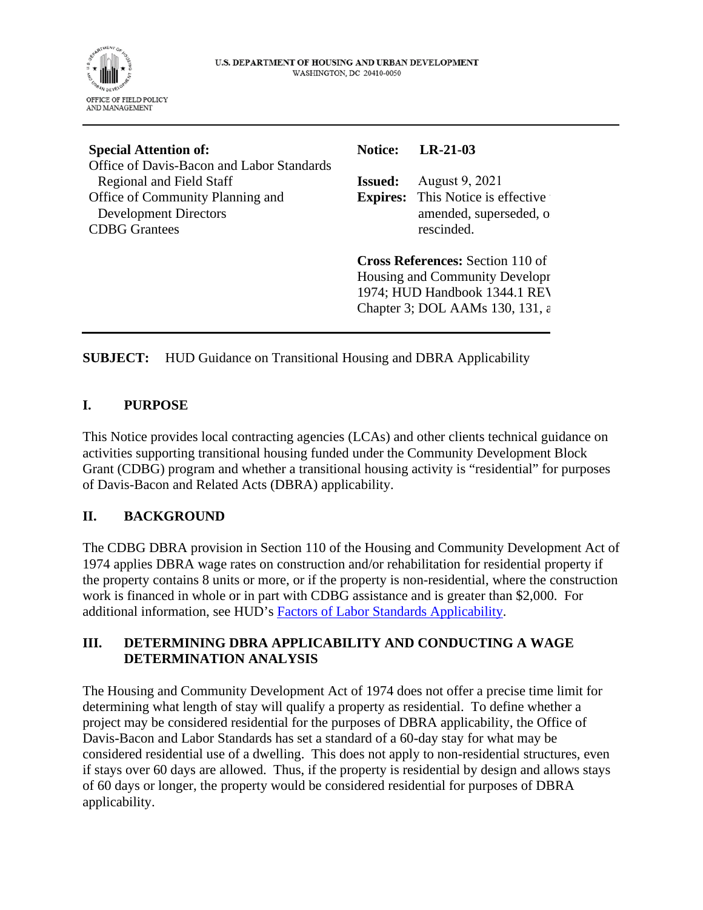U.S. DEPARTMENT OF HOUSING AND URBAN DEVELOPMENT
WASHINGTON, DC 20410-0050

OFFICE OF FIELD POLICY AND MANAGEMENT

**Special Attention of:**
Office of Davis-Bacon and Labor Standards Regional and Field Staff
Office of Community Planning and Development Directors
CDBG Grantees

**Notice:** **LR-21-03**

**Issued:** August 9, 2021

**Expires:** This Notice is effective amended, superseded, o rescinded.

**Cross References:** Section 110 of Housing and Community Developr 1974; HUD Handbook 1344.1 REV Chapter 3; DOL AAMs 130, 131, a

**SUBJECT:** HUD Guidance on Transitional Housing and DBRA Applicability

## I. PURPOSE

This Notice provides local contracting agencies (LCAs) and other clients technical guidance on activities supporting transitional housing funded under the Community Development Block Grant (CDBG) program and whether a transitional housing activity is "residential" for purposes of Davis-Bacon and Related Acts (DBRA) applicability.

## II. BACKGROUND

The CDBG DBRA provision in Section 110 of the Housing and Community Development Act of 1974 applies DBRA wage rates on construction and/or rehabilitation for residential property if the property contains 8 units or more, or if the property is non-residential, where the construction work is financed in whole or in part with CDBG assistance and is greater than $2,000. For additional information, see HUD's Factors of Labor Standards Applicability.

## III. DETERMINING DBRA APPLICABILITY AND CONDUCTING A WAGE DETERMINATION ANALYSIS

The Housing and Community Development Act of 1974 does not offer a precise time limit for determining what length of stay will qualify a property as residential. To define whether a project may be considered residential for the purposes of DBRA applicability, the Office of Davis-Bacon and Labor Standards has set a standard of a 60-day stay for what may be considered residential use of a dwelling. This does not apply to non-residential structures, even if stays over 60 days are allowed. Thus, if the property is residential by design and allows stays of 60 days or longer, the property would be considered residential for purposes of DBRA applicability.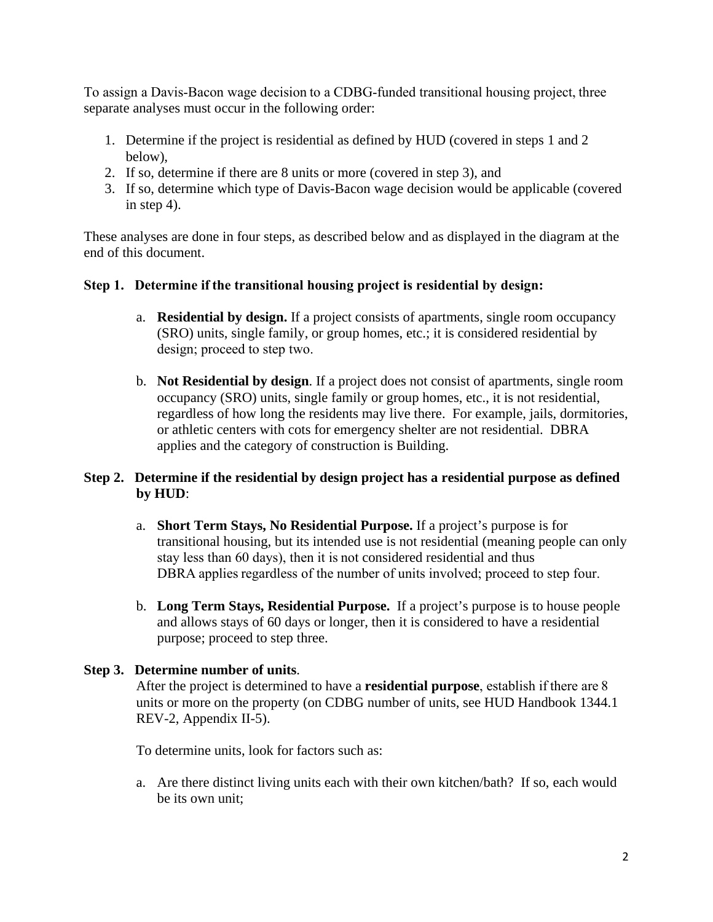To assign a Davis-Bacon wage decision to a CDBG-funded transitional housing project, three separate analyses must occur in the following order:

1. Determine if the project is residential as defined by HUD (covered in steps 1 and 2 below),
2. If so, determine if there are 8 units or more (covered in step 3), and
3. If so, determine which type of Davis-Bacon wage decision would be applicable (covered in step 4).

These analyses are done in four steps, as described below and as displayed in the diagram at the end of this document.

**Step 1. Determine if the transitional housing project is residential by design:**

a. **Residential by design.** If a project consists of apartments, single room occupancy (SRO) units, single family, or group homes, etc.; it is considered residential by design; proceed to step two.

b. **Not Residential by design**. If a project does not consist of apartments, single room occupancy (SRO) units, single family or group homes, etc., it is not residential, regardless of how long the residents may live there. For example, jails, dormitories, or athletic centers with cots for emergency shelter are not residential. DBRA applies and the category of construction is Building.

**Step 2. Determine if the residential by design project has a residential purpose as defined by HUD**:

a. **Short Term Stays, No Residential Purpose.** If a project's purpose is for transitional housing, but its intended use is not residential (meaning people can only stay less than 60 days), then it is not considered residential and thus DBRA applies regardless of the number of units involved; proceed to step four.

b. **Long Term Stays, Residential Purpose.** If a project's purpose is to house people and allows stays of 60 days or longer, then it is considered to have a residential purpose; proceed to step three.

**Step 3. Determine number of units**.

After the project is determined to have a **residential purpose**, establish if there are 8 units or more on the property (on CDBG number of units, see HUD Handbook 1344.1 REV-2, Appendix II-5).

To determine units, look for factors such as:

a. Are there distinct living units each with their own kitchen/bath? If so, each would be its own unit;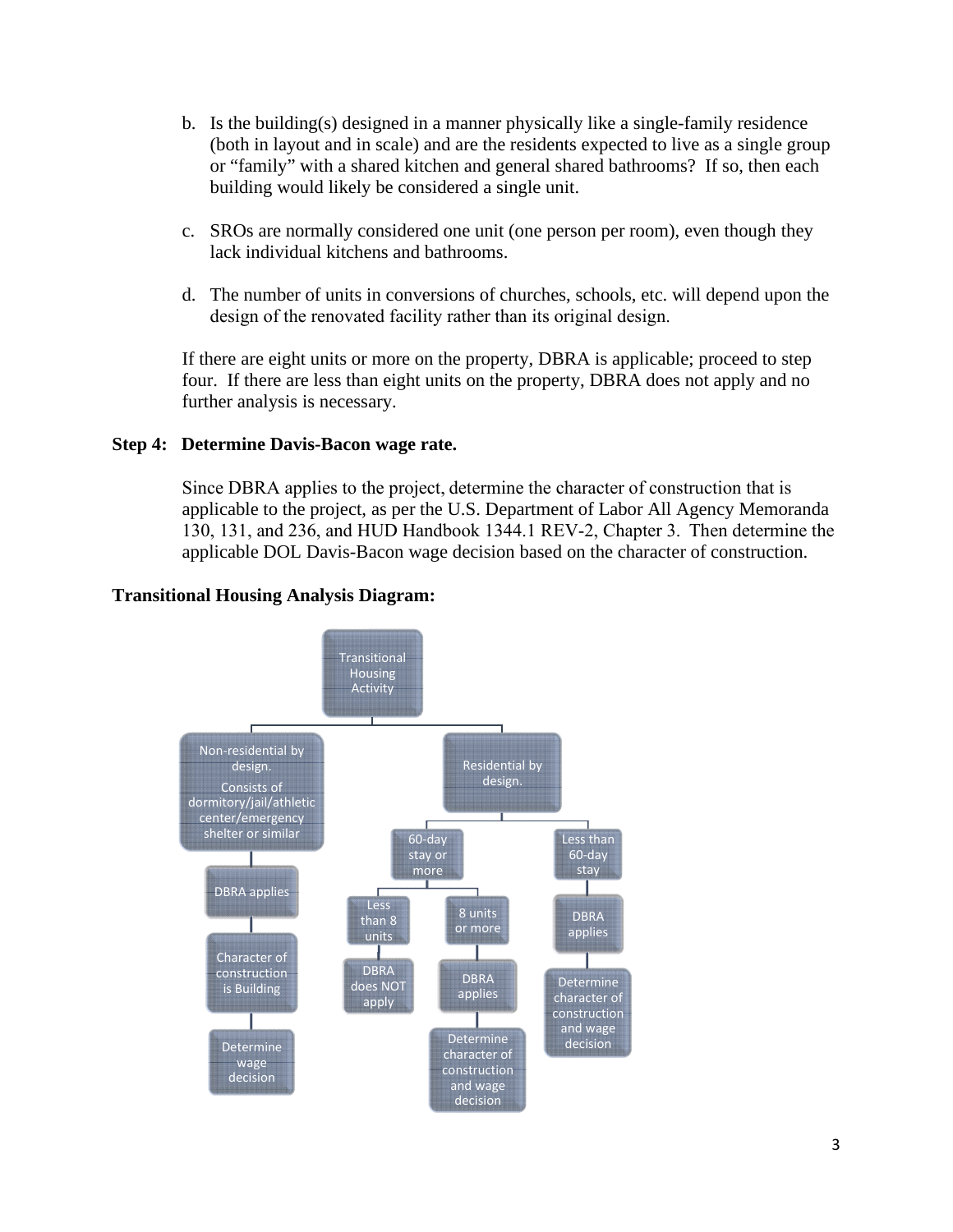b. Is the building(s) designed in a manner physically like a single-family residence (both in layout and in scale) and are the residents expected to live as a single group or "family" with a shared kitchen and general shared bathrooms? If so, then each building would likely be considered a single unit.

c. SROs are normally considered one unit (one person per room), even though they lack individual kitchens and bathrooms.

d. The number of units in conversions of churches, schools, etc. will depend upon the design of the renovated facility rather than its original design.

If there are eight units or more on the property, DBRA is applicable; proceed to step four. If there are less than eight units on the property, DBRA does not apply and no further analysis is necessary.

**Step 4: Determine Davis-Bacon wage rate.**

Since DBRA applies to the project, determine the character of construction that is applicable to the project, as per the U.S. Department of Labor All Agency Memoranda 130, 131, and 236, and HUD Handbook 1344.1 REV-2, Chapter 3. Then determine the applicable DOL Davis-Bacon wage decision based on the character of construction.

**Transitional Housing Analysis Diagram:**

- Transitional Housing Activity
  - Non-residential by design. Consists of dormitory/jail/athletic center/emergency shelter or similar
    - DBRA applies
      - Character of construction is Building
        - Determine wage decision
  - Residential by design.
    - 60-day stay or more
      - Less than 8 units
        - DBRA does NOT apply
      - 8 units or more
        - DBRA applies
          - Determine character of construction and wage decision
    - Less than 60-day stay
      - DBRA applies
        - Determine character of construction and wage decision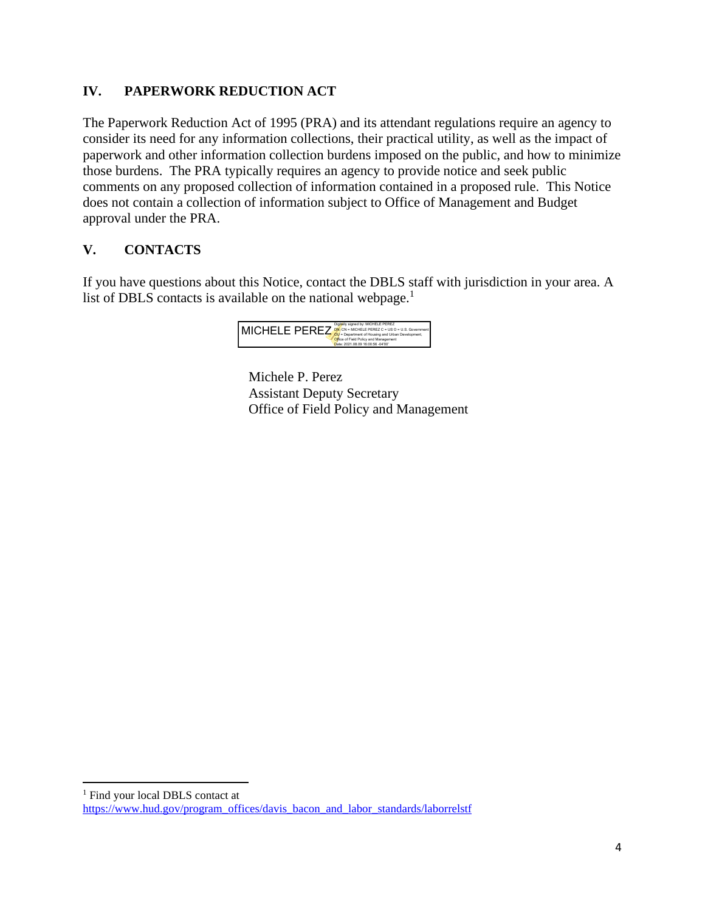## IV. PAPERWORK REDUCTION ACT

The Paperwork Reduction Act of 1995 (PRA) and its attendant regulations require an agency to consider its need for any information collections, their practical utility, as well as the impact of paperwork and other information collection burdens imposed on the public, and how to minimize those burdens. The PRA typically requires an agency to provide notice and seek public comments on any proposed collection of information contained in a proposed rule. This Notice does not contain a collection of information subject to Office of Management and Budget approval under the PRA.

## V. CONTACTS

If you have questions about this Notice, contact the DBLS staff with jurisdiction in your area. A list of DBLS contacts is available on the national webpage.[1]

MICHELE PEREZ Digitally signed by: MICHELE PEREZ DN: CN = MICHELE PEREZ C = US O = U.S. Government OU = Department of Housing and Urban Development, Office of Field Policy and Management Date: 2021.08.09 16:00:56 -04'00'

Michele P. Perez
Assistant Deputy Secretary
Office of Field Policy and Management

---

[1] Find your local DBLS contact at https://www.hud.gov/program_offices/davis_bacon_and_labor_standards/laborrelstf